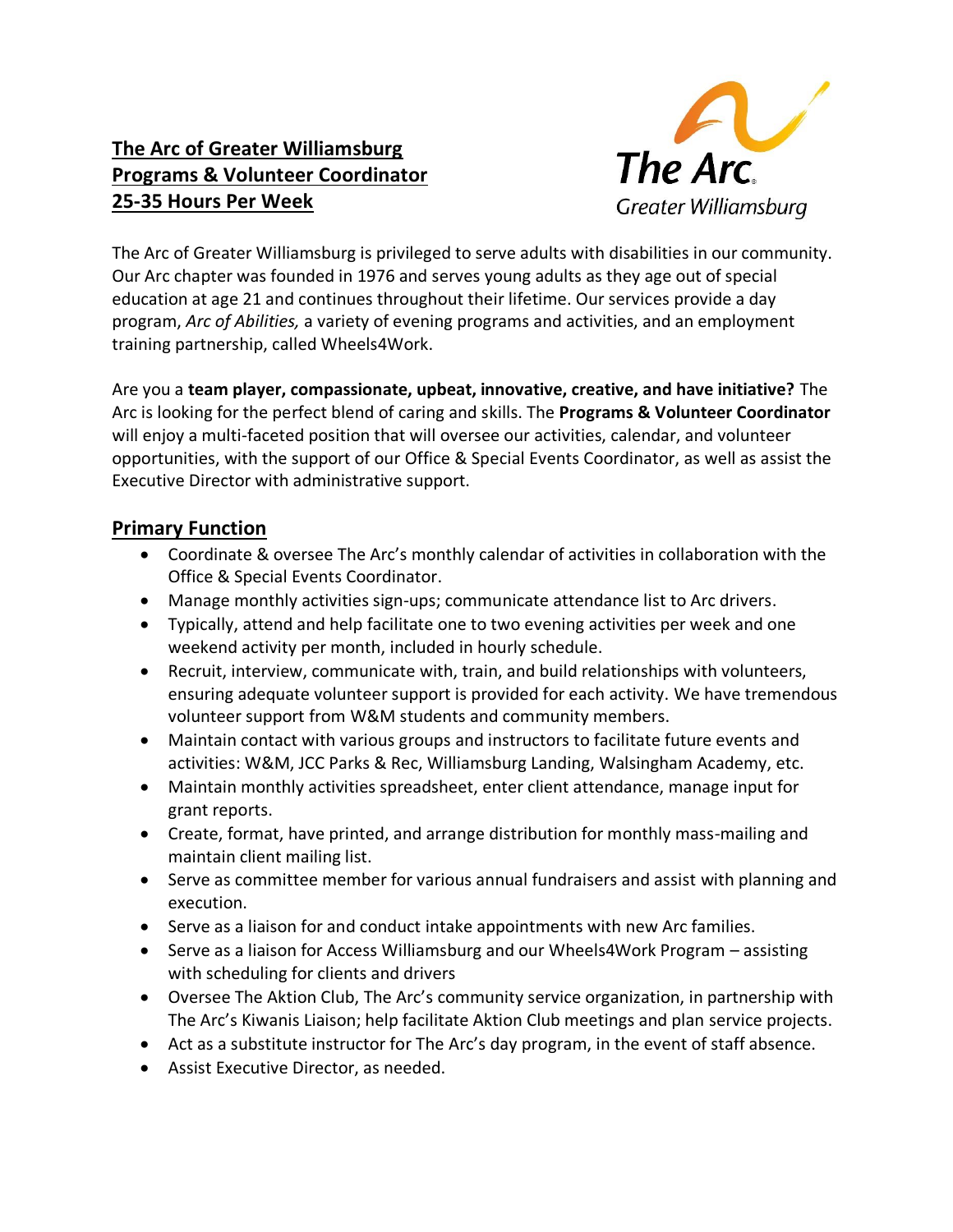# The Arc of Greater Williamsburg
## Programs & Volunteer Coordinator
## 25-35 Hours Per Week

The Arc of Greater Williamsburg is privileged to serve adults with disabilities in our community. Our Arc chapter was founded in 1976 and serves young adults as they age out of special education at age 21 and continues throughout their lifetime. Our services provide a day program, *Arc of Abilities,* a variety of evening programs and activities, and an employment training partnership, called Wheels4Work.

Are you a **team player, compassionate, upbeat, innovative, creative, and have initiative?** The Arc is looking for the perfect blend of caring and skills. The **Programs & Volunteer Coordinator** will enjoy a multi-faceted position that will oversee our activities, calendar, and volunteer opportunities, with the support of our Office & Special Events Coordinator, as well as assist the Executive Director with administrative support.

## Primary Function

- Coordinate & oversee The Arc's monthly calendar of activities in collaboration with the Office & Special Events Coordinator.
- Manage monthly activities sign-ups; communicate attendance list to Arc drivers.
- Typically, attend and help facilitate one to two evening activities per week and one weekend activity per month, included in hourly schedule.
- Recruit, interview, communicate with, train, and build relationships with volunteers, ensuring adequate volunteer support is provided for each activity. We have tremendous volunteer support from W&M students and community members.
- Maintain contact with various groups and instructors to facilitate future events and activities: W&M, JCC Parks & Rec, Williamsburg Landing, Walsingham Academy, etc.
- Maintain monthly activities spreadsheet, enter client attendance, manage input for grant reports.
- Create, format, have printed, and arrange distribution for monthly mass-mailing and maintain client mailing list.
- Serve as committee member for various annual fundraisers and assist with planning and execution.
- Serve as a liaison for and conduct intake appointments with new Arc families.
- Serve as a liaison for Access Williamsburg and our Wheels4Work Program – assisting with scheduling for clients and drivers
- Oversee The Aktion Club, The Arc's community service organization, in partnership with The Arc's Kiwanis Liaison; help facilitate Aktion Club meetings and plan service projects.
- Act as a substitute instructor for The Arc's day program, in the event of staff absence.
- Assist Executive Director, as needed.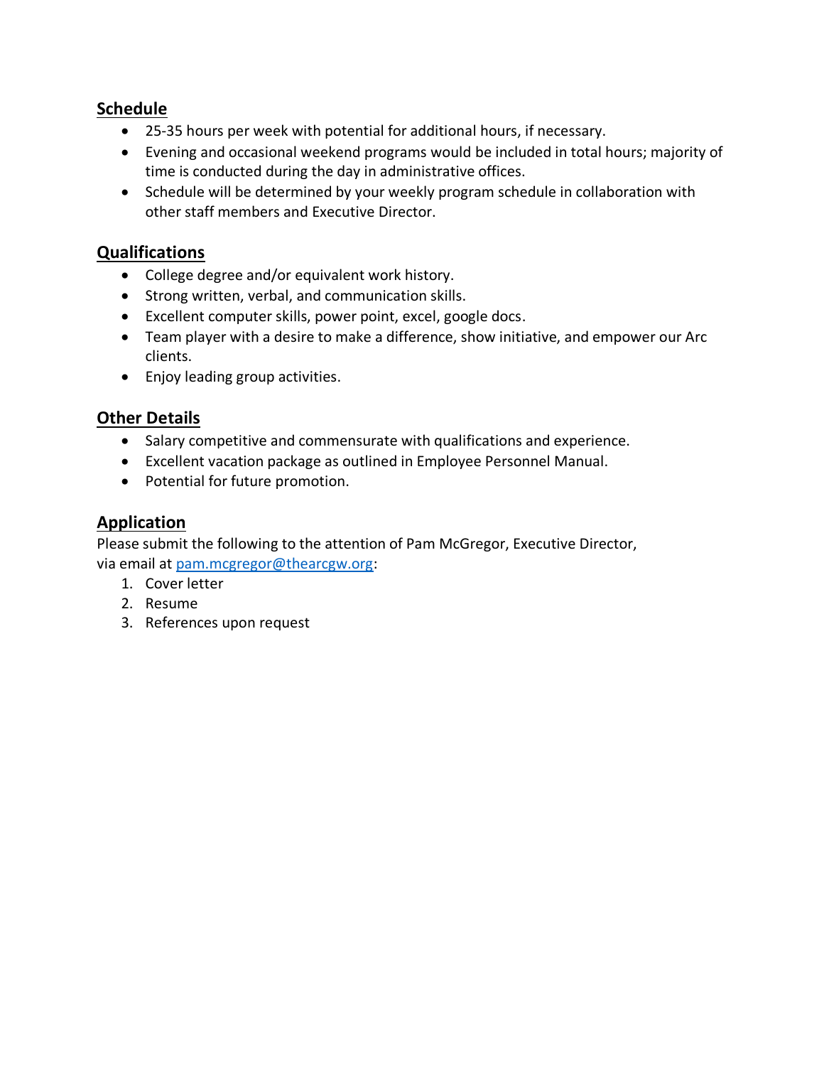## Schedule

- 25-35 hours per week with potential for additional hours, if necessary.
- Evening and occasional weekend programs would be included in total hours; majority of time is conducted during the day in administrative offices.
- Schedule will be determined by your weekly program schedule in collaboration with other staff members and Executive Director.

## Qualifications

- College degree and/or equivalent work history.
- Strong written, verbal, and communication skills.
- Excellent computer skills, power point, excel, google docs.
- Team player with a desire to make a difference, show initiative, and empower our Arc clients.
- Enjoy leading group activities.

## Other Details

- Salary competitive and commensurate with qualifications and experience.
- Excellent vacation package as outlined in Employee Personnel Manual.
- Potential for future promotion.

## Application

Please submit the following to the attention of Pam McGregor, Executive Director, via email at pam.mcgregor@thearcgw.org:

1. Cover letter
2. Resume
3. References upon request